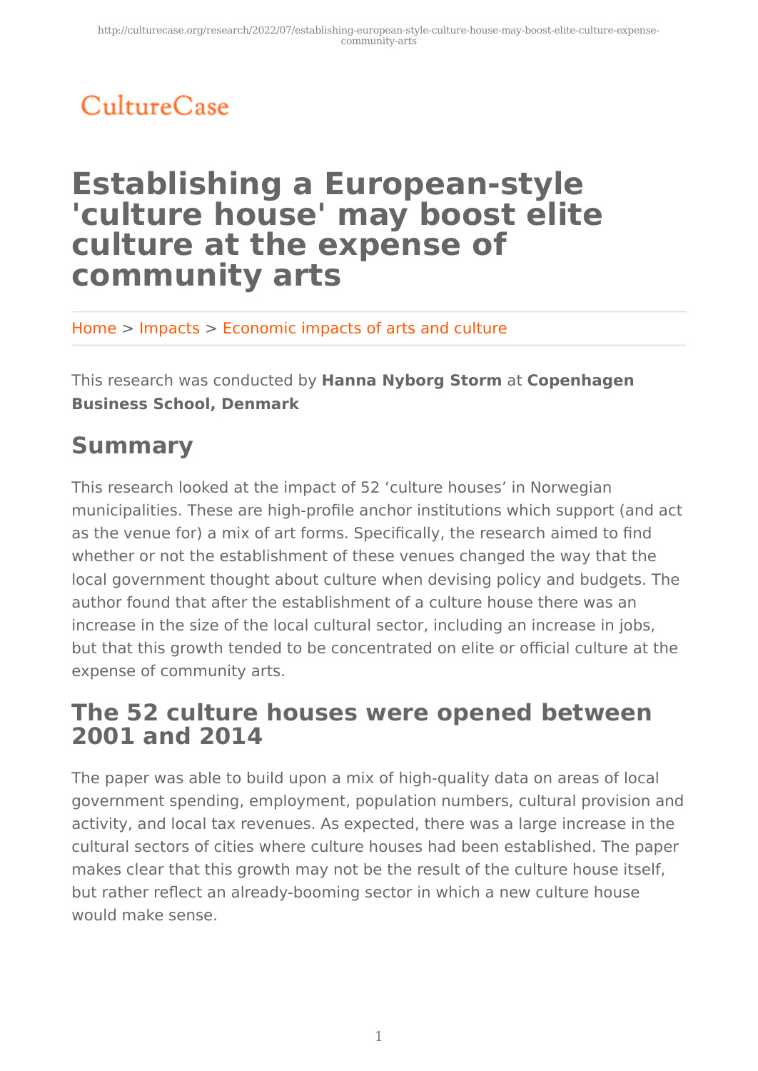CultureCase

# Establishing a European-style 'culture house' may boost elite culture at the expense of community arts

Home > Impacts > Economic impacts of arts and culture

This research was conducted by **Hanna Nyborg Storm** at **Copenhagen Business School, Denmark**

## Summary

This research looked at the impact of 52 'culture houses' in Norwegian municipalities. These are high-profile anchor institutions which support (and act as the venue for) a mix of art forms. Specifically, the research aimed to find whether or not the establishment of these venues changed the way that the local government thought about culture when devising policy and budgets. The author found that after the establishment of a culture house there was an increase in the size of the local cultural sector, including an increase in jobs, but that this growth tended to be concentrated on elite or official culture at the expense of community arts.

## The 52 culture houses were opened between 2001 and 2014

The paper was able to build upon a mix of high-quality data on areas of local government spending, employment, population numbers, cultural provision and activity, and local tax revenues. As expected, there was a large increase in the cultural sectors of cities where culture houses had been established. The paper makes clear that this growth may not be the result of the culture house itself, but rather reflect an already-booming sector in which a new culture house would make sense.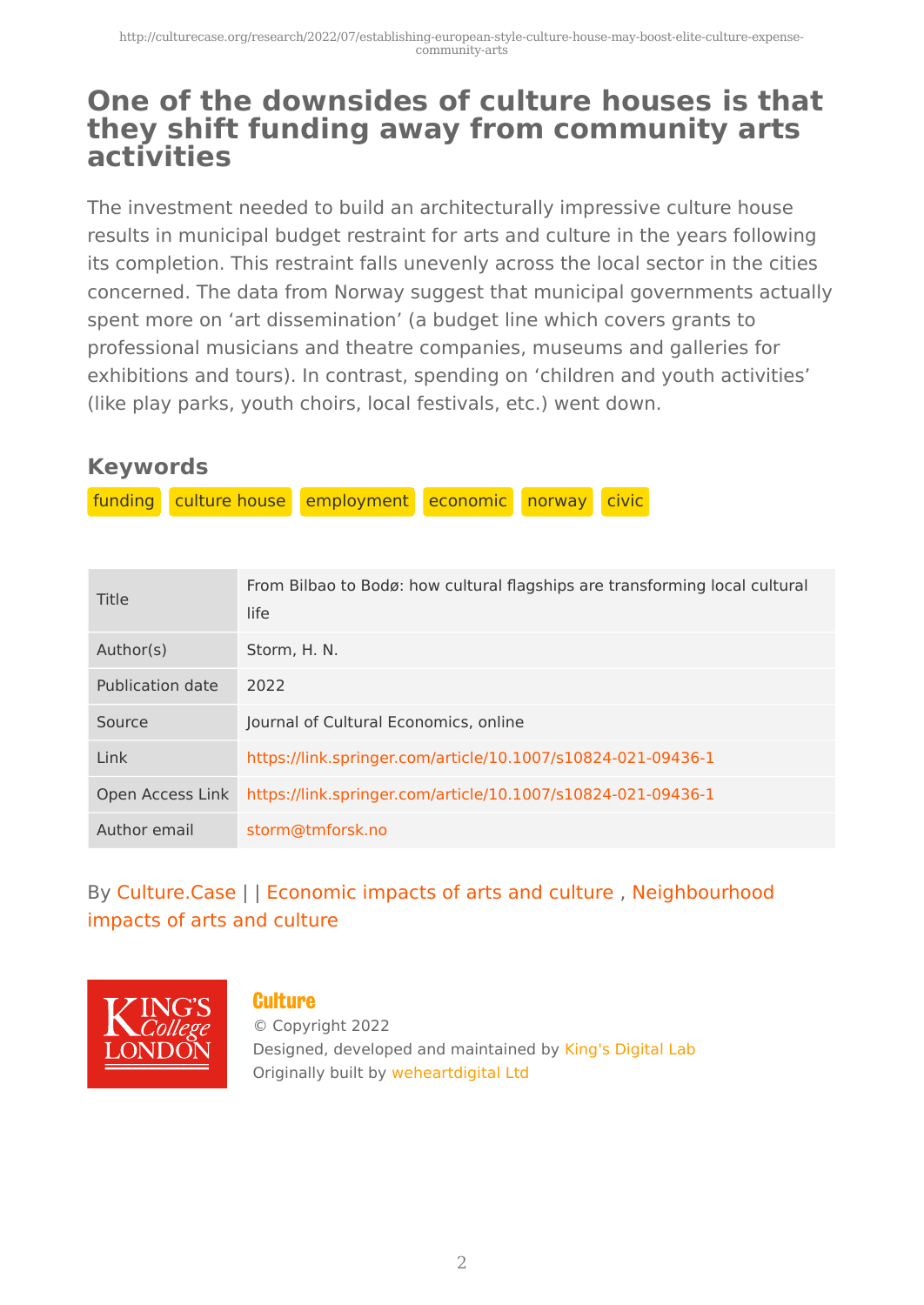# One of the downsides of culture houses is that they shift funding away from community arts activities

The investment needed to build an architecturally impressive culture house results in municipal budget restraint for arts and culture in the years following its completion. This restraint falls unevenly across the local sector in the cities concerned. The data from Norway suggest that municipal governments actually spent more on 'art dissemination' (a budget line which covers grants to professional musicians and theatre companies, museums and galleries for exhibitions and tours). In contrast, spending on 'children and youth activities' (like play parks, youth choirs, local festivals, etc.) went down.

## Keywords

funding | culture house | employment | economic | norway | civic

| | |
|---|---|
| Title | From Bilbao to Bodø: how cultural flagships are transforming local cultural life |
| Author(s) | Storm, H. N. |
| Publication date | 2022 |
| Source | Journal of Cultural Economics, online |
| Link | https://link.springer.com/article/10.1007/s10824-021-09436-1 |
| Open Access Link | https://link.springer.com/article/10.1007/s10824-021-09436-1 |
| Author email | storm@tmforsk.no |

By Culture.Case | | Economic impacts of arts and culture , Neighbourhood impacts of arts and culture

Culture

© Copyright 2022
Designed, developed and maintained by King's Digital Lab
Originally built by weheartdigital Ltd